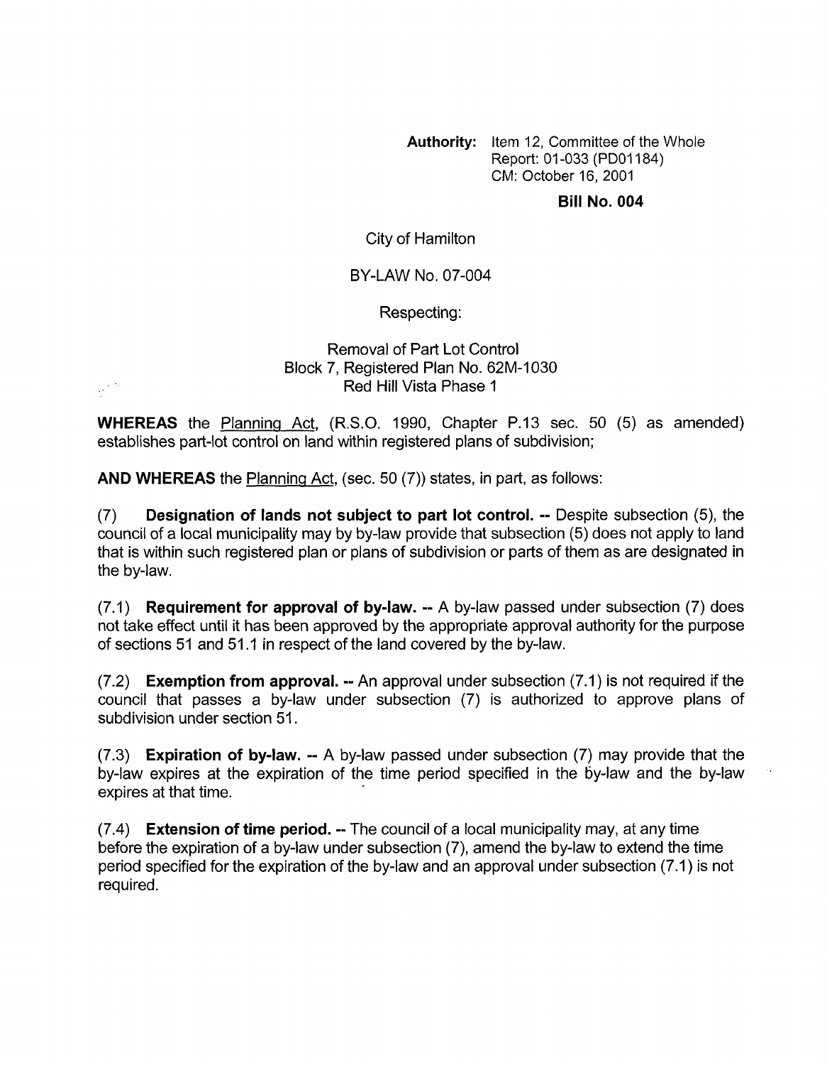**Authority:** Item 12, Committee of the Whole
Report: 01-033 (PD01184)
CM: October 16, 2001

**Bill No. 004**

City of Hamilton

BY-LAW No. 07-004

Respecting:

Removal of Part Lot Control
Block 7, Registered Plan No. 62M-1030
Red Hill Vista Phase 1

**WHEREAS** the Planning Act, (R.S.O. 1990, Chapter P.13 sec. 50 (5) as amended) establishes part-lot control on land within registered plans of subdivision;

**AND WHEREAS** the Planning Act, (sec. 50 (7)) states, in part, as follows:

(7) **Designation of lands not subject to part lot control. --** Despite subsection (5), the council of a local municipality may by by-law provide that subsection (5) does not apply to land that is within such registered plan or plans of subdivision or parts of them as are designated in the by-law.

(7.1) **Requirement for approval of by-law. --** A by-law passed under subsection (7) does not take effect until it has been approved by the appropriate approval authority for the purpose of sections 51 and 51.1 in respect of the land covered by the by-law.

(7.2) **Exemption from approval. --** An approval under subsection (7.1) is not required if the council that passes a by-law under subsection (7) is authorized to approve plans of subdivision under section 51.

(7.3) **Expiration of by-law. --** A by-law passed under subsection (7) may provide that the by-law expires at the expiration of the time period specified in the by-law and the by-law expires at that time.

(7.4) **Extension of time period. --** The council of a local municipality may, at any time before the expiration of a by-law under subsection (7), amend the by-law to extend the time period specified for the expiration of the by-law and an approval under subsection (7.1) is not required.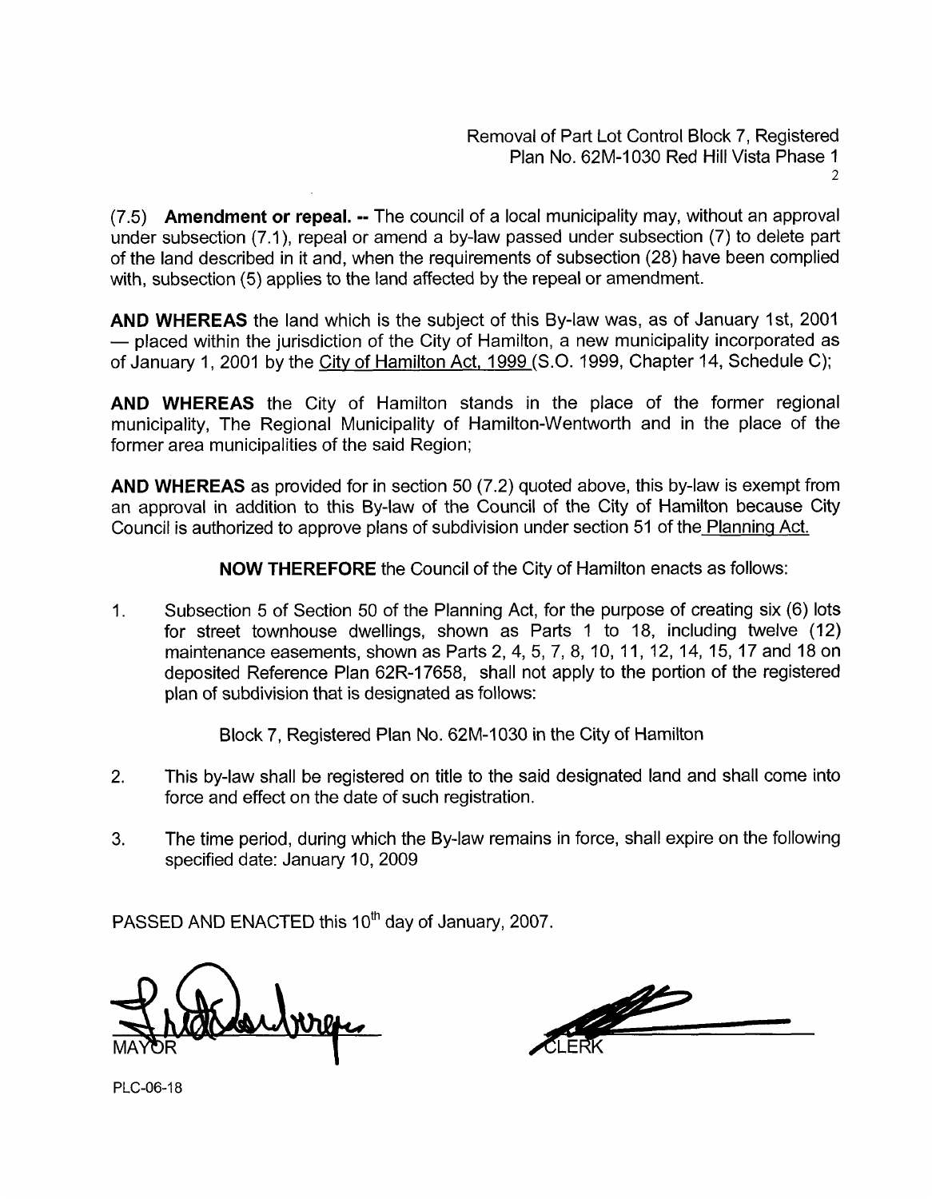(7.5) **Amendment or repeal.** -- The council of a local municipality may, without an approval under subsection (7.1), repeal or amend a by-law passed under subsection (7) to delete part of the land described in it and, when the requirements of subsection (28) have been complied with, subsection (5) applies to the land affected by the repeal or amendment.

**AND WHEREAS** the land which is the subject of this By-law was, as of January 1st, 2001 — placed within the jurisdiction of the City of Hamilton, a new municipality incorporated as of January 1, 2001 by the City of Hamilton Act, 1999 (S.O. 1999, Chapter 14, Schedule C);

**AND WHEREAS** the City of Hamilton stands in the place of the former regional municipality, The Regional Municipality of Hamilton-Wentworth and in the place of the former area municipalities of the said Region;

**AND WHEREAS** as provided for in section 50 (7.2) quoted above, this by-law is exempt from an approval in addition to this By-law of the Council of the City of Hamilton because City Council is authorized to approve plans of subdivision under section 51 of the Planning Act.

**NOW THEREFORE** the Council of the City of Hamilton enacts as follows:

1. Subsection 5 of Section 50 of the Planning Act, for the purpose of creating six (6) lots for street townhouse dwellings, shown as Parts 1 to 18, including twelve (12) maintenance easements, shown as Parts 2, 4, 5, 7, 8, 10, 11, 12, 14, 15, 17 and 18 on deposited Reference Plan 62R-17658, shall not apply to the portion of the registered plan of subdivision that is designated as follows:

   Block 7, Registered Plan No. 62M-1030 in the City of Hamilton

2. This by-law shall be registered on title to the said designated land and shall come into force and effect on the date of such registration.

3. The time period, during which the By-law remains in force, shall expire on the following specified date: January 10, 2009

PASSED AND ENACTED this 10th day of January, 2007.

MAYOR

CLERK

PLC-06-18